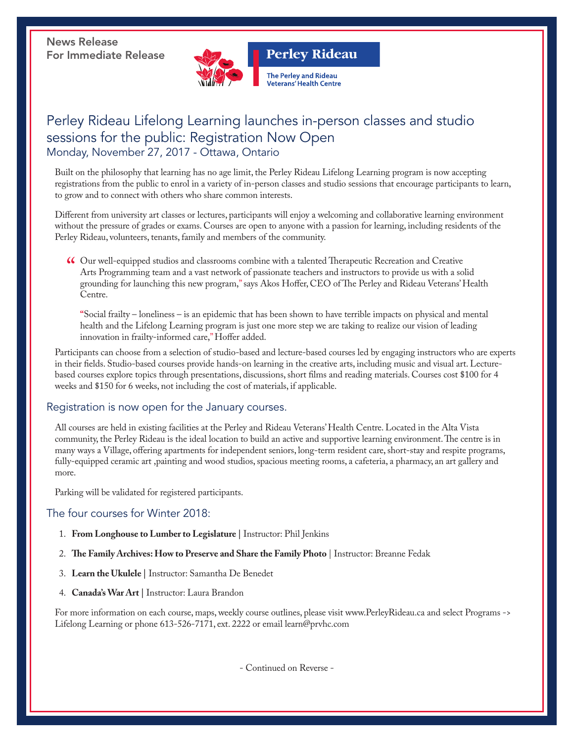News Release
For Immediate Release

**Perley Rideau**

The Perley and Rideau Veterans' Health Centre

# Perley Rideau Lifelong Learning launches in-person classes and studio sessions for the public: Registration Now Open

Monday, November 27, 2017 - Ottawa, Ontario

Built on the philosophy that learning has no age limit, the Perley Rideau Lifelong Learning program is now accepting registrations from the public to enrol in a variety of in-person classes and studio sessions that encourage participants to learn, to grow and to connect with others who share common interests.

Different from university art classes or lectures, participants will enjoy a welcoming and collaborative learning environment without the pressure of grades or exams. Courses are open to anyone with a passion for learning, including residents of the Perley Rideau, volunteers, tenants, family and members of the community.

> "Our well-equipped studios and classrooms combine with a talented Therapeutic Recreation and Creative Arts Programming team and a vast network of passionate teachers and instructors to provide us with a solid grounding for launching this new program," says Akos Hoffer, CEO of The Perley and Rideau Veterans' Health Centre.
>
> "Social frailty – loneliness – is an epidemic that has been shown to have terrible impacts on physical and mental health and the Lifelong Learning program is just one more step we are taking to realize our vision of leading innovation in frailty-informed care," Hoffer added.

Participants can choose from a selection of studio-based and lecture-based courses led by engaging instructors who are experts in their fields. Studio-based courses provide hands-on learning in the creative arts, including music and visual art. Lecture-based courses explore topics through presentations, discussions, short films and reading materials. Courses cost $100 for 4 weeks and $150 for 6 weeks, not including the cost of materials, if applicable.

## Registration is now open for the January courses.

All courses are held in existing facilities at the Perley and Rideau Veterans' Health Centre. Located in the Alta Vista community, the Perley Rideau is the ideal location to build an active and supportive learning environment. The centre is in many ways a Village, offering apartments for independent seniors, long-term resident care, short-stay and respite programs, fully-equipped ceramic art ,painting and wood studios, spacious meeting rooms, a cafeteria, a pharmacy, an art gallery and more.

Parking will be validated for registered participants.

## The four courses for Winter 2018:

1. **From Longhouse to Lumber to Legislature |** Instructor: Phil Jenkins
2. **The Family Archives: How to Preserve and Share the Family Photo** | Instructor: Breanne Fedak
3. **Learn the Ukulele |** Instructor: Samantha De Benedet
4. **Canada's War Art |** Instructor: Laura Brandon

For more information on each course, maps, weekly course outlines, please visit www.PerleyRideau.ca and select Programs -> Lifelong Learning or phone 613-526-7171, ext. 2222 or email learn@prvhc.com

- Continued on Reverse -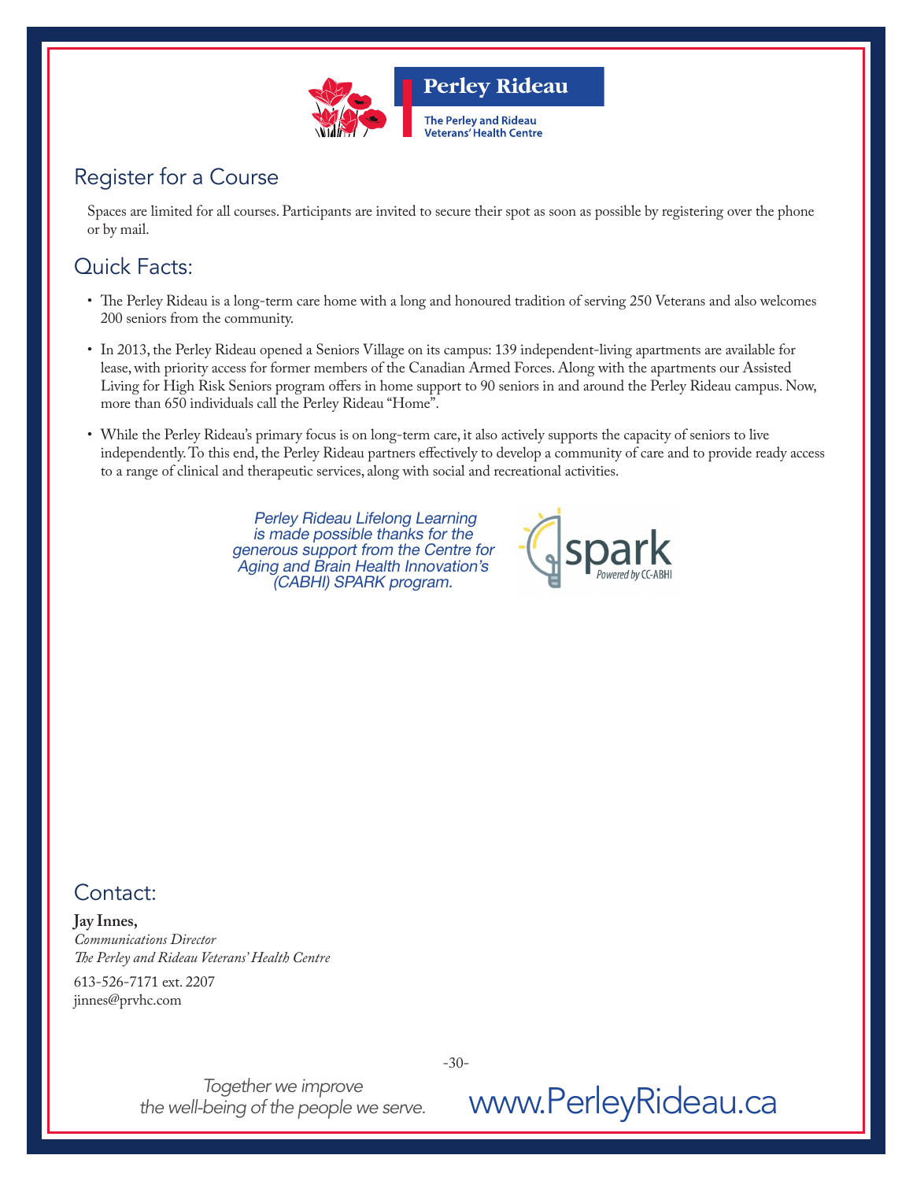Perley Rideau

The Perley and Rideau Veterans' Health Centre

## Register for a Course

Spaces are limited for all courses. Participants are invited to secure their spot as soon as possible by registering over the phone or by mail.

## Quick Facts:

- The Perley Rideau is a long-term care home with a long and honoured tradition of serving 250 Veterans and also welcomes 200 seniors from the community.
- In 2013, the Perley Rideau opened a Seniors Village on its campus: 139 independent-living apartments are available for lease, with priority access for former members of the Canadian Armed Forces. Along with the apartments our Assisted Living for High Risk Seniors program offers in home support to 90 seniors in and around the Perley Rideau campus. Now, more than 650 individuals call the Perley Rideau "Home".
- While the Perley Rideau's primary focus is on long-term care, it also actively supports the capacity of seniors to live independently. To this end, the Perley Rideau partners effectively to develop a community of care and to provide ready access to a range of clinical and therapeutic services, along with social and recreational activities.

*Perley Rideau Lifelong Learning is made possible thanks for the generous support from the Centre for Aging and Brain Health Innovation's (CABHI) SPARK program.*

spark
*Powered by CC-ABHI*

## Contact:

**Jay Innes,**
*Communications Director*
*The Perley and Rideau Veterans' Health Centre*

613-526-7171 ext. 2207
jinnes@prvhc.com

*Together we improve the well-being of the people we serve.*

www.PerleyRideau.ca